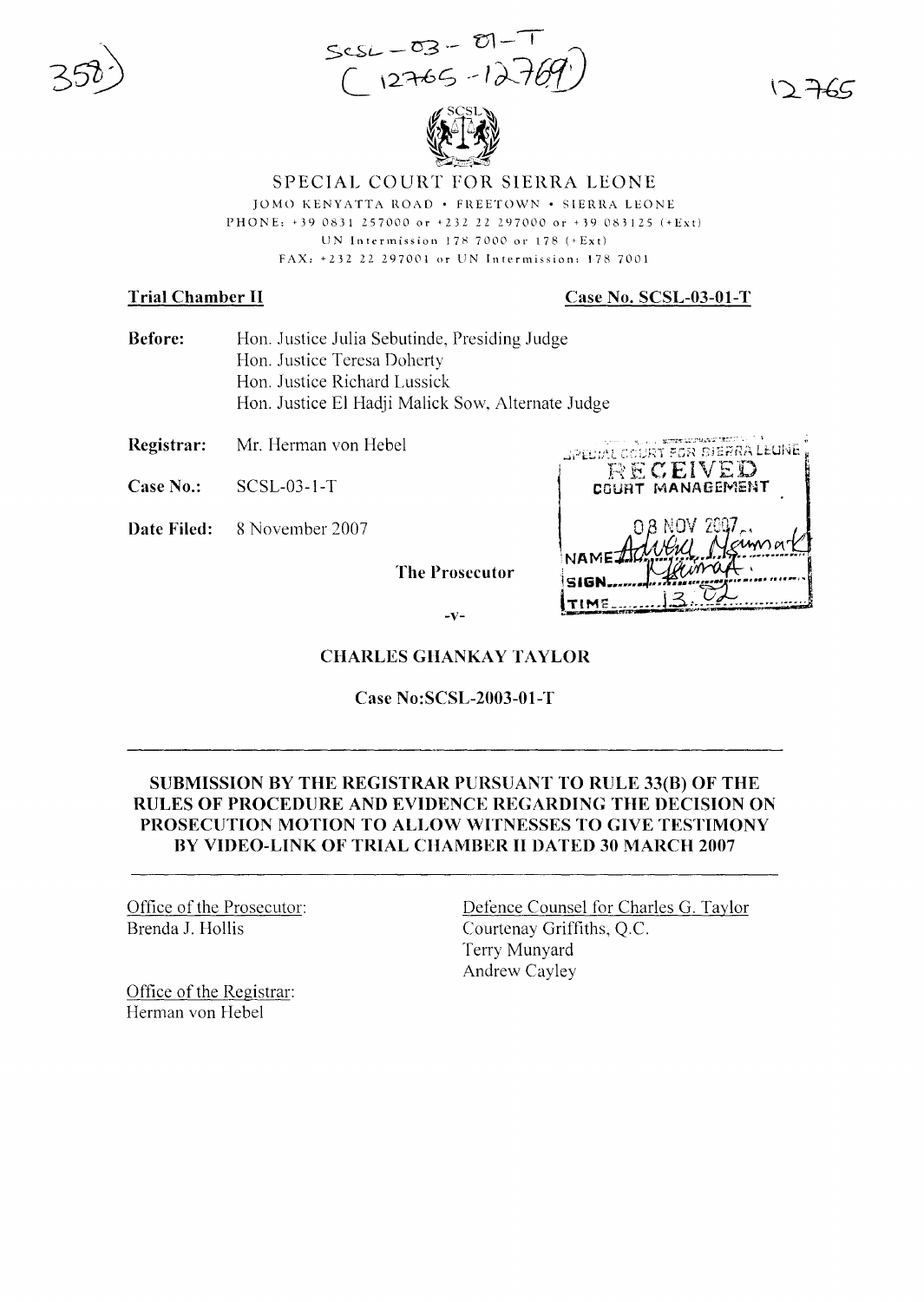SCSL – 03 – 01 – T
( 12765 – 12769 )

12765

# SPECIAL COURT FOR SIERRA LEONE

JOMO KENYATTA ROAD • FREETOWN • SIERRA LEONE
PHONE: +39 0831 257000 or +232 22 297000 or +39 083125 (+Ext)
UN Intermission 178 7000 or 178 (+Ext)
FAX: +232 22 297001 or UN Intermission: 178 7001

**Trial Chamber II** **Case No. SCSL-03-01-T**

**Before:** Hon. Justice Julia Sebutinde, Presiding Judge
Hon. Justice Teresa Doherty
Hon. Justice Richard Lussick
Hon. Justice El Hadji Malick Sow, Alternate Judge

**Registrar:** Mr. Herman von Hebel

**Case No.:** SCSL-03-1-T

**Date Filed:** 8 November 2007

SPECIAL COURT FOR SIERRA LEONE
RECEIVED
COURT MANAGEMENT
08 NOV 2007
NAME Advera Neumark
SIGN
TIME 13:02

**The Prosecutor**

-v-

**CHARLES GHANKAY TAYLOR**

**Case No:SCSL-2003-01-T**

---

**SUBMISSION BY THE REGISTRAR PURSUANT TO RULE 33(B) OF THE RULES OF PROCEDURE AND EVIDENCE REGARDING THE DECISION ON PROSECUTION MOTION TO ALLOW WITNESSES TO GIVE TESTIMONY BY VIDEO-LINK OF TRIAL CHAMBER II DATED 30 MARCH 2007**

---

Office of the Prosecutor:
Brenda J. Hollis

Defence Counsel for Charles G. Taylor
Courtenay Griffiths, Q.C.
Terry Munyard
Andrew Cayley

Office of the Registrar:
Herman von Hebel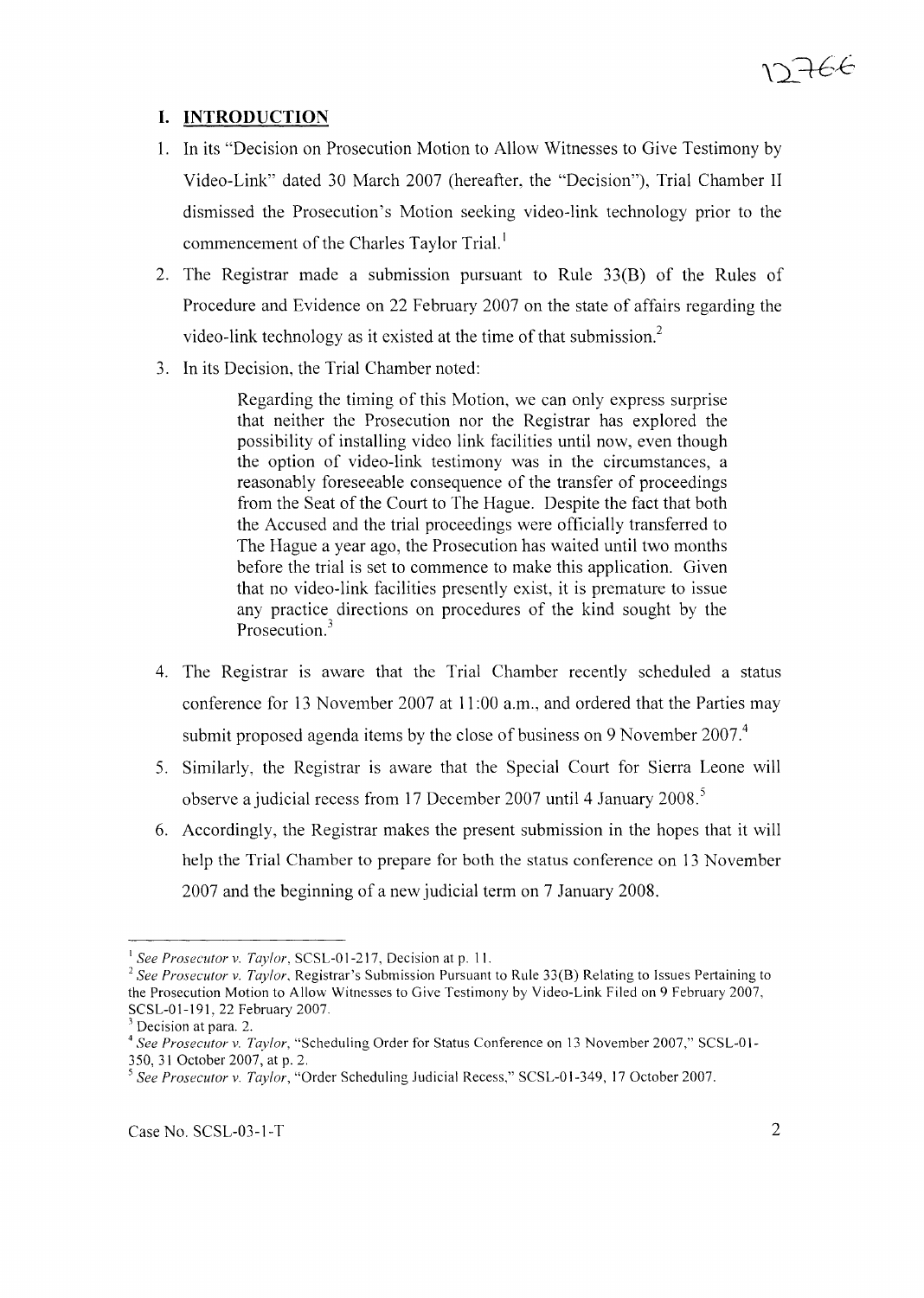## I. INTRODUCTION

1. In its "Decision on Prosecution Motion to Allow Witnesses to Give Testimony by Video-Link" dated 30 March 2007 (hereafter, the "Decision"), Trial Chamber II dismissed the Prosecution's Motion seeking video-link technology prior to the commencement of the Charles Taylor Trial.[1]

2. The Registrar made a submission pursuant to Rule 33(B) of the Rules of Procedure and Evidence on 22 February 2007 on the state of affairs regarding the video-link technology as it existed at the time of that submission.[2]

3. In its Decision, the Trial Chamber noted:

> Regarding the timing of this Motion, we can only express surprise that neither the Prosecution nor the Registrar has explored the possibility of installing video link facilities until now, even though the option of video-link testimony was in the circumstances, a reasonably foreseeable consequence of the transfer of proceedings from the Seat of the Court to The Hague. Despite the fact that both the Accused and the trial proceedings were officially transferred to The Hague a year ago, the Prosecution has waited until two months before the trial is set to commence to make this application. Given that no video-link facilities presently exist, it is premature to issue any practice directions on procedures of the kind sought by the Prosecution.[3]

4. The Registrar is aware that the Trial Chamber recently scheduled a status conference for 13 November 2007 at 11:00 a.m., and ordered that the Parties may submit proposed agenda items by the close of business on 9 November 2007.[4]

5. Similarly, the Registrar is aware that the Special Court for Sierra Leone will observe a judicial recess from 17 December 2007 until 4 January 2008.[5]

6. Accordingly, the Registrar makes the present submission in the hopes that it will help the Trial Chamber to prepare for both the status conference on 13 November 2007 and the beginning of a new judicial term on 7 January 2008.

---

[1] *See Prosecutor v. Taylor*, SCSL-01-217, Decision at p. 11.

[2] *See Prosecutor v. Taylor*, Registrar's Submission Pursuant to Rule 33(B) Relating to Issues Pertaining to the Prosecution Motion to Allow Witnesses to Give Testimony by Video-Link Filed on 9 February 2007, SCSL-01-191, 22 February 2007.

[3] Decision at para. 2.

[4] *See Prosecutor v. Taylor*, "Scheduling Order for Status Conference on 13 November 2007," SCSL-01-350, 31 October 2007, at p. 2.

[5] *See Prosecutor v. Taylor*, "Order Scheduling Judicial Recess," SCSL-01-349, 17 October 2007.

Case No. SCSL-03-1-T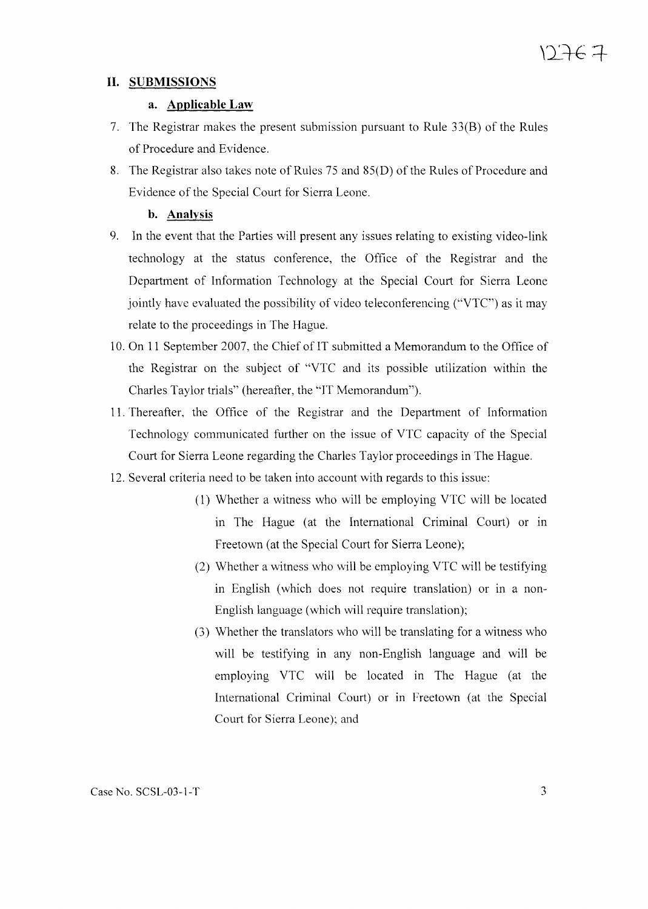## II. SUBMISSIONS

### a. Applicable Law

7. The Registrar makes the present submission pursuant to Rule 33(B) of the Rules of Procedure and Evidence.

8. The Registrar also takes note of Rules 75 and 85(D) of the Rules of Procedure and Evidence of the Special Court for Sierra Leone.

### b. Analysis

9. In the event that the Parties will present any issues relating to existing video-link technology at the status conference, the Office of the Registrar and the Department of Information Technology at the Special Court for Sierra Leone jointly have evaluated the possibility of video teleconferencing ("VTC") as it may relate to the proceedings in The Hague.

10. On 11 September 2007, the Chief of IT submitted a Memorandum to the Office of the Registrar on the subject of "VTC and its possible utilization within the Charles Taylor trials" (hereafter, the "IT Memorandum").

11. Thereafter, the Office of the Registrar and the Department of Information Technology communicated further on the issue of VTC capacity of the Special Court for Sierra Leone regarding the Charles Taylor proceedings in The Hague.

12. Several criteria need to be taken into account with regards to this issue:

    (1) Whether a witness who will be employing VTC will be located in The Hague (at the International Criminal Court) or in Freetown (at the Special Court for Sierra Leone);

    (2) Whether a witness who will be employing VTC will be testifying in English (which does not require translation) or in a non-English language (which will require translation);

    (3) Whether the translators who will be translating for a witness who will be testifying in any non-English language and will be employing VTC will be located in The Hague (at the International Criminal Court) or in Freetown (at the Special Court for Sierra Leone); and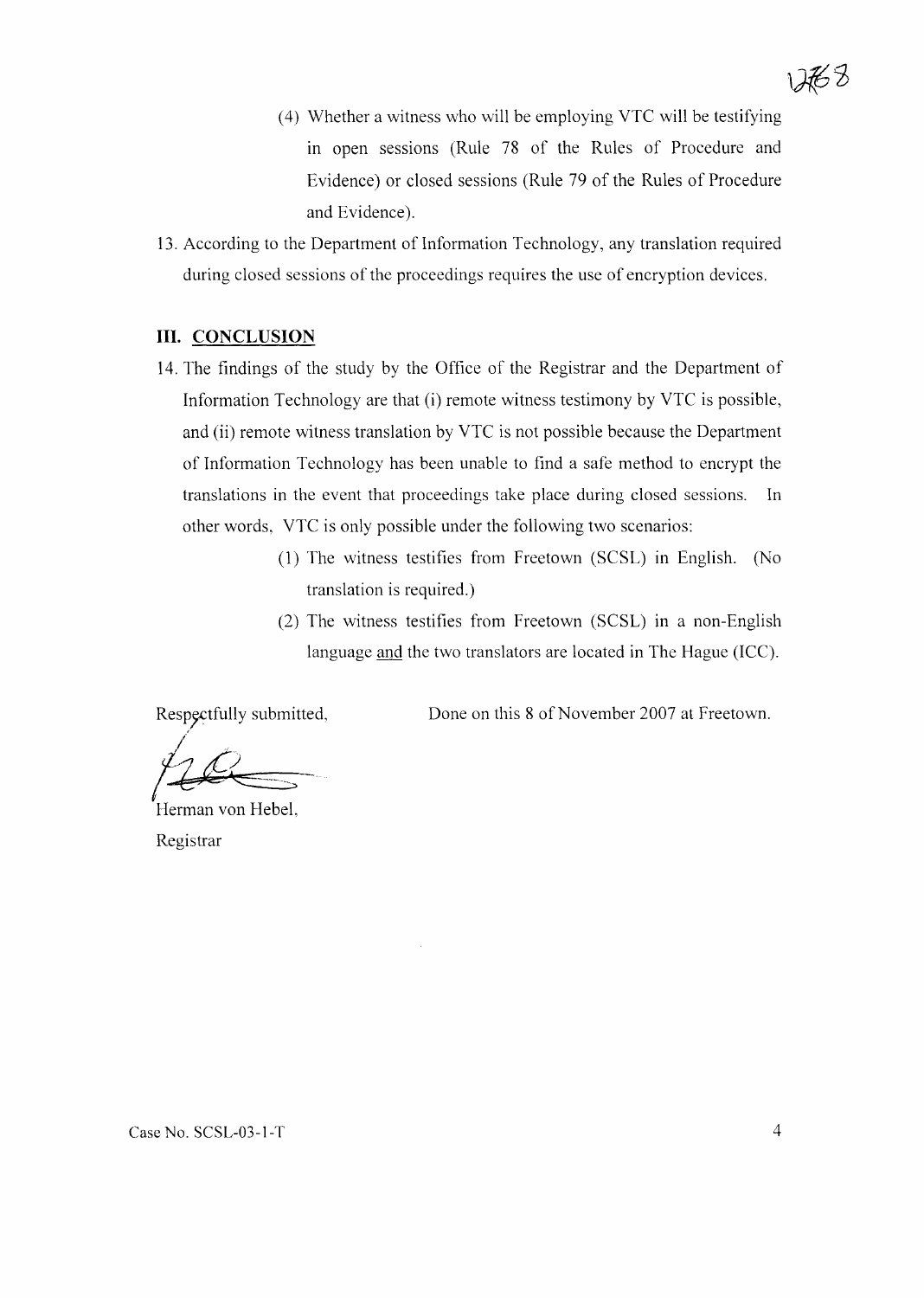(4) Whether a witness who will be employing VTC will be testifying in open sessions (Rule 78 of the Rules of Procedure and Evidence) or closed sessions (Rule 79 of the Rules of Procedure and Evidence).

13. According to the Department of Information Technology, any translation required during closed sessions of the proceedings requires the use of encryption devices.

## III. CONCLUSION

14. The findings of the study by the Office of the Registrar and the Department of Information Technology are that (i) remote witness testimony by VTC is possible, and (ii) remote witness translation by VTC is not possible because the Department of Information Technology has been unable to find a safe method to encrypt the translations in the event that proceedings take place during closed sessions. In other words, VTC is only possible under the following two scenarios:

    (1) The witness testifies from Freetown (SCSL) in English. (No translation is required.)

    (2) The witness testifies from Freetown (SCSL) in a non-English language and the two translators are located in The Hague (ICC).

Respectfully submitted,

Done on this 8 of November 2007 at Freetown.

Herman von Hebel,
Registrar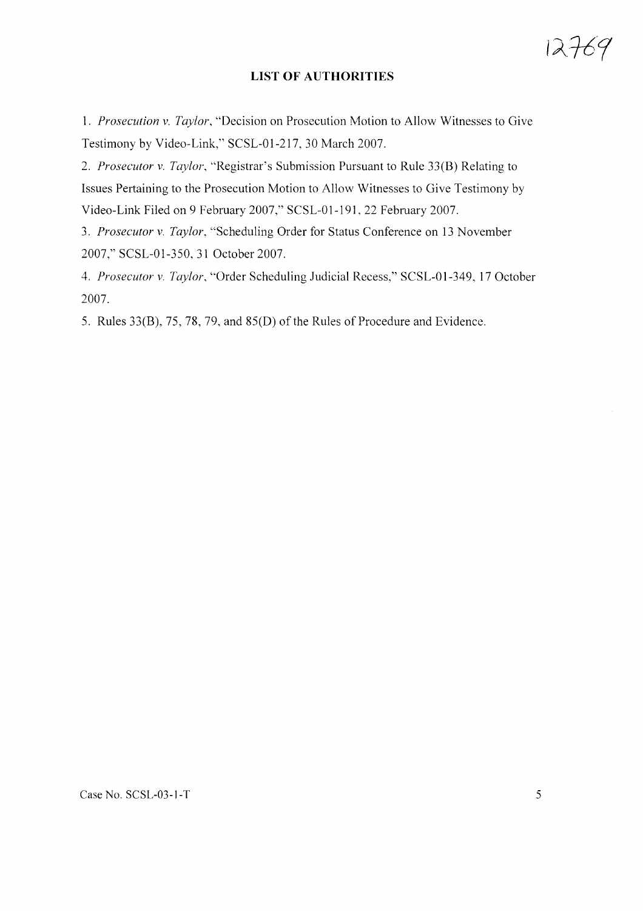## LIST OF AUTHORITIES

1. *Prosecution v. Taylor*, "Decision on Prosecution Motion to Allow Witnesses to Give Testimony by Video-Link," SCSL-01-217, 30 March 2007.

2. *Prosecutor v. Taylor*, "Registrar's Submission Pursuant to Rule 33(B) Relating to Issues Pertaining to the Prosecution Motion to Allow Witnesses to Give Testimony by Video-Link Filed on 9 February 2007," SCSL-01-191, 22 February 2007.

3. *Prosecutor v. Taylor*, "Scheduling Order for Status Conference on 13 November 2007," SCSL-01-350, 31 October 2007.

4. *Prosecutor v. Taylor*, "Order Scheduling Judicial Recess," SCSL-01-349, 17 October 2007.

5. Rules 33(B), 75, 78, 79, and 85(D) of the Rules of Procedure and Evidence.